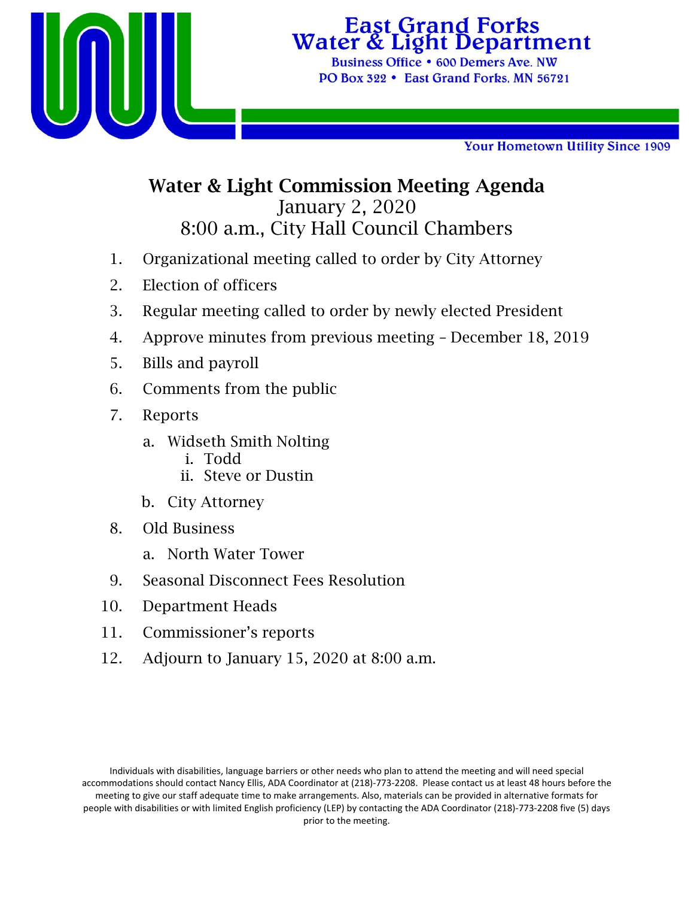**East Grand Forks**
**Water & Light Department**
Business Office • 600 Demers Ave. NW
PO Box 322 • East Grand Forks, MN 56721

Your Hometown Utility Since 1909

# Water & Light Commission Meeting Agenda

January 2, 2020
8:00 a.m., City Hall Council Chambers

1. Organizational meeting called to order by City Attorney
2. Election of officers
3. Regular meeting called to order by newly elected President
4. Approve minutes from previous meeting – December 18, 2019
5. Bills and payroll
6. Comments from the public
7. Reports
   a. Widseth Smith Nolting
      i. Todd
      ii. Steve or Dustin
   b. City Attorney
8. Old Business
   a. North Water Tower
9. Seasonal Disconnect Fees Resolution
10. Department Heads
11. Commissioner's reports
12. Adjourn to January 15, 2020 at 8:00 a.m.

Individuals with disabilities, language barriers or other needs who plan to attend the meeting and will need special accommodations should contact Nancy Ellis, ADA Coordinator at (218)-773-2208. Please contact us at least 48 hours before the meeting to give our staff adequate time to make arrangements. Also, materials can be provided in alternative formats for people with disabilities or with limited English proficiency (LEP) by contacting the ADA Coordinator (218)-773-2208 five (5) days prior to the meeting.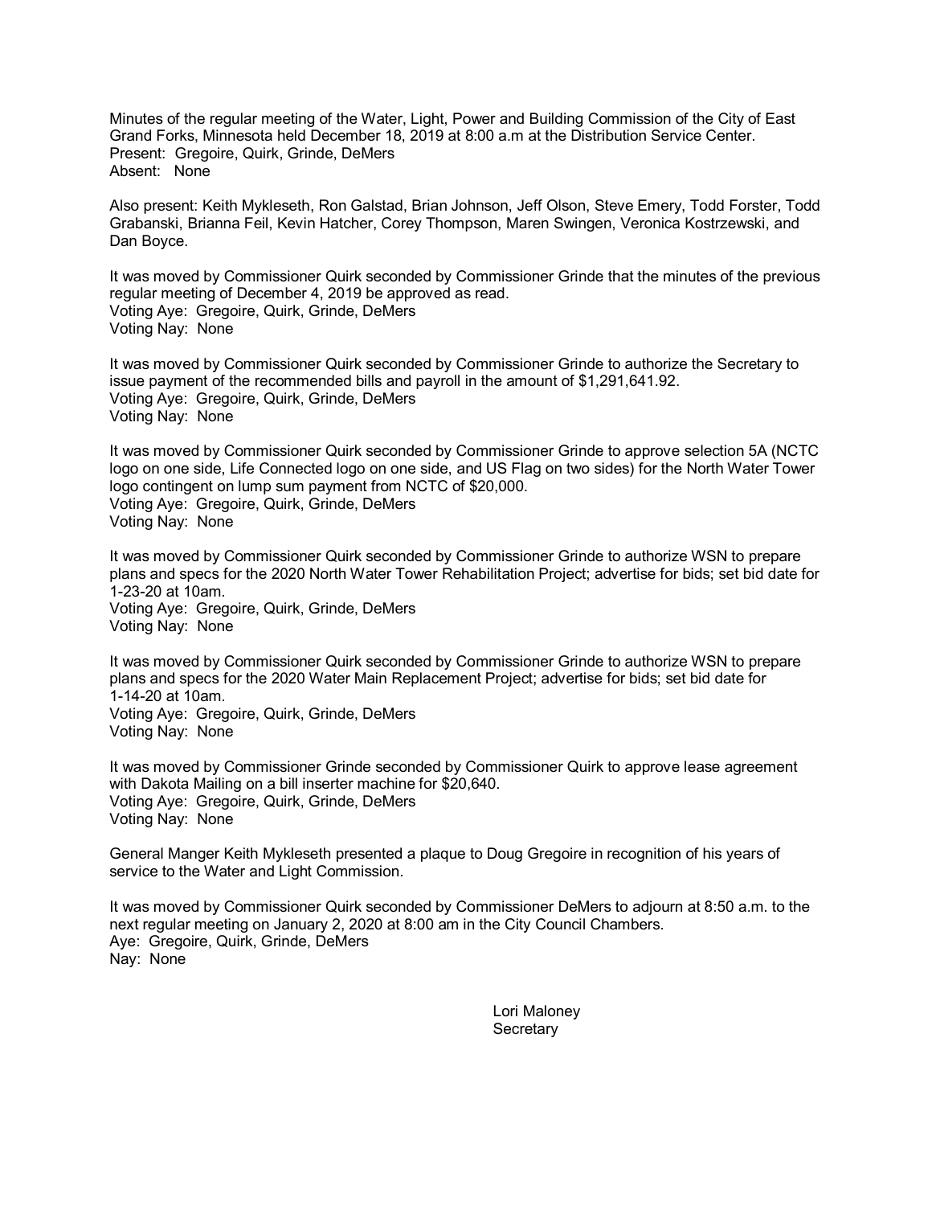Minutes of the regular meeting of the Water, Light, Power and Building Commission of the City of East Grand Forks, Minnesota held December 18, 2019 at 8:00 a.m at the Distribution Service Center.
Present: Gregoire, Quirk, Grinde, DeMers
Absent: None

Also present: Keith Mykleseth, Ron Galstad, Brian Johnson, Jeff Olson, Steve Emery, Todd Forster, Todd Grabanski, Brianna Feil, Kevin Hatcher, Corey Thompson, Maren Swingen, Veronica Kostrzewski, and Dan Boyce.

It was moved by Commissioner Quirk seconded by Commissioner Grinde that the minutes of the previous regular meeting of December 4, 2019 be approved as read.
Voting Aye: Gregoire, Quirk, Grinde, DeMers
Voting Nay: None

It was moved by Commissioner Quirk seconded by Commissioner Grinde to authorize the Secretary to issue payment of the recommended bills and payroll in the amount of $1,291,641.92.
Voting Aye: Gregoire, Quirk, Grinde, DeMers
Voting Nay: None

It was moved by Commissioner Quirk seconded by Commissioner Grinde to approve selection 5A (NCTC logo on one side, Life Connected logo on one side, and US Flag on two sides) for the North Water Tower logo contingent on lump sum payment from NCTC of $20,000.
Voting Aye: Gregoire, Quirk, Grinde, DeMers
Voting Nay: None

It was moved by Commissioner Quirk seconded by Commissioner Grinde to authorize WSN to prepare plans and specs for the 2020 North Water Tower Rehabilitation Project; advertise for bids; set bid date for 1-23-20 at 10am.
Voting Aye: Gregoire, Quirk, Grinde, DeMers
Voting Nay: None

It was moved by Commissioner Quirk seconded by Commissioner Grinde to authorize WSN to prepare plans and specs for the 2020 Water Main Replacement Project; advertise for bids; set bid date for 1-14-20 at 10am.
Voting Aye: Gregoire, Quirk, Grinde, DeMers
Voting Nay: None

It was moved by Commissioner Grinde seconded by Commissioner Quirk to approve lease agreement with Dakota Mailing on a bill inserter machine for $20,640.
Voting Aye: Gregoire, Quirk, Grinde, DeMers
Voting Nay: None

General Manger Keith Mykleseth presented a plaque to Doug Gregoire in recognition of his years of service to the Water and Light Commission.

It was moved by Commissioner Quirk seconded by Commissioner DeMers to adjourn at 8:50 a.m. to the next regular meeting on January 2, 2020 at 8:00 am in the City Council Chambers.
Aye: Gregoire, Quirk, Grinde, DeMers
Nay: None

Lori Maloney
Secretary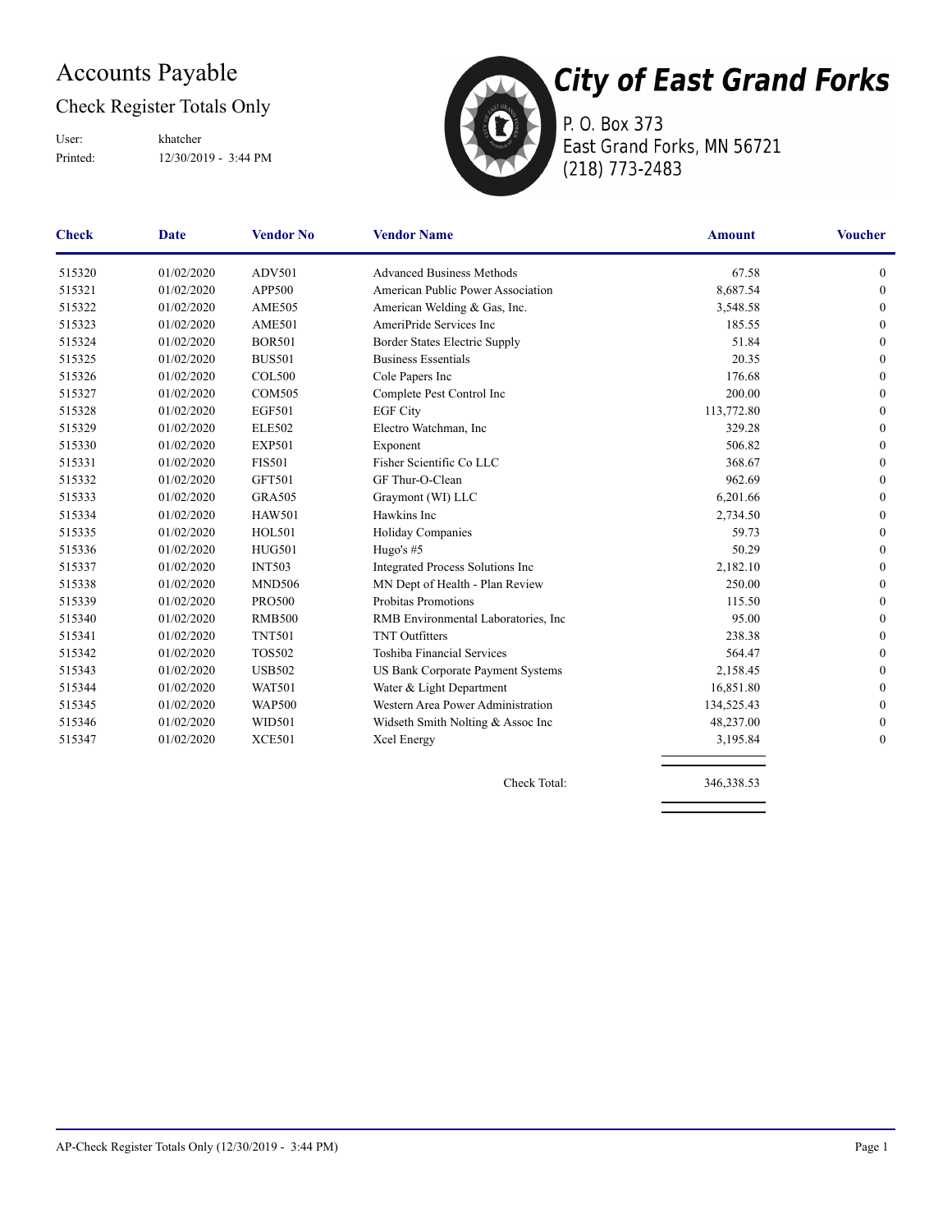# Accounts Payable

## Check Register Totals Only

User: khatcher
Printed: 12/30/2019 - 3:44 PM

**City of East Grand Forks**
P. O. Box 373
East Grand Forks, MN 56721
(218) 773-2483

| Check | Date | Vendor No | Vendor Name | Amount | Voucher |
|---|---|---|---|---|---|
| 515320 | 01/02/2020 | ADV501 | Advanced Business Methods | 67.58 | 0 |
| 515321 | 01/02/2020 | APP500 | American Public Power Association | 8,687.54 | 0 |
| 515322 | 01/02/2020 | AME505 | American Welding & Gas, Inc. | 3,548.58 | 0 |
| 515323 | 01/02/2020 | AME501 | AmeriPride Services Inc | 185.55 | 0 |
| 515324 | 01/02/2020 | BOR501 | Border States Electric Supply | 51.84 | 0 |
| 515325 | 01/02/2020 | BUS501 | Business Essentials | 20.35 | 0 |
| 515326 | 01/02/2020 | COL500 | Cole Papers Inc | 176.68 | 0 |
| 515327 | 01/02/2020 | COM505 | Complete Pest Control Inc | 200.00 | 0 |
| 515328 | 01/02/2020 | EGF501 | EGF City | 113,772.80 | 0 |
| 515329 | 01/02/2020 | ELE502 | Electro Watchman, Inc | 329.28 | 0 |
| 515330 | 01/02/2020 | EXP501 | Exponent | 506.82 | 0 |
| 515331 | 01/02/2020 | FIS501 | Fisher Scientific Co LLC | 368.67 | 0 |
| 515332 | 01/02/2020 | GFT501 | GF Thur-O-Clean | 962.69 | 0 |
| 515333 | 01/02/2020 | GRA505 | Graymont (WI) LLC | 6,201.66 | 0 |
| 515334 | 01/02/2020 | HAW501 | Hawkins Inc | 2,734.50 | 0 |
| 515335 | 01/02/2020 | HOL501 | Holiday Companies | 59.73 | 0 |
| 515336 | 01/02/2020 | HUG501 | Hugo's #5 | 50.29 | 0 |
| 515337 | 01/02/2020 | INT503 | Integrated Process Solutions Inc | 2,182.10 | 0 |
| 515338 | 01/02/2020 | MND506 | MN Dept of Health - Plan Review | 250.00 | 0 |
| 515339 | 01/02/2020 | PRO500 | Probitas Promotions | 115.50 | 0 |
| 515340 | 01/02/2020 | RMB500 | RMB Environmental Laboratories, Inc | 95.00 | 0 |
| 515341 | 01/02/2020 | TNT501 | TNT Outfitters | 238.38 | 0 |
| 515342 | 01/02/2020 | TOS502 | Toshiba Financial Services | 564.47 | 0 |
| 515343 | 01/02/2020 | USB502 | US Bank Corporate Payment Systems | 2,158.45 | 0 |
| 515344 | 01/02/2020 | WAT501 | Water & Light Department | 16,851.80 | 0 |
| 515345 | 01/02/2020 | WAP500 | Western Area Power Administration | 134,525.43 | 0 |
| 515346 | 01/02/2020 | WID501 | Widseth Smith Nolting & Assoc Inc | 48,237.00 | 0 |
| 515347 | 01/02/2020 | XCE501 | Xcel Energy | 3,195.84 | 0 |
| | | | Check Total: | 346,338.53 | |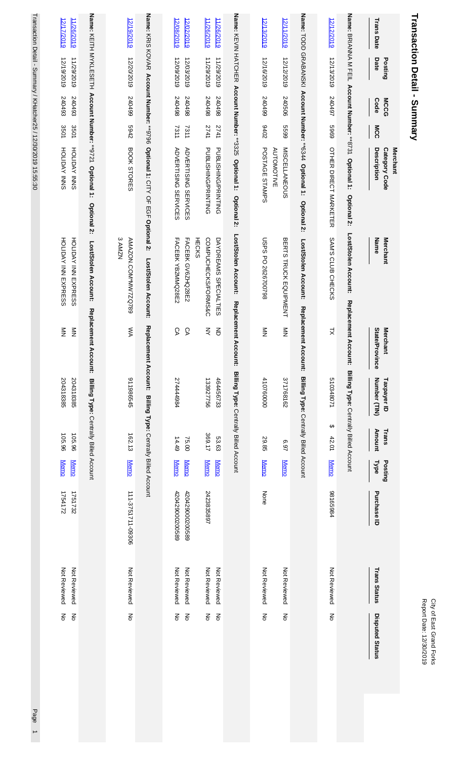# Transaction Detail - Summary

City of East Grand Forks
Report Date: 12/30/2019

| Trans Date | Posting Date | MCCG Code | MCC | Merchant Category Code Description | Merchant Name | Merchant State/Province | Taxpayer ID Number (TIN) | Trans Amount | Posting Type | Purchase ID | Trans Status | Disputed Status |
|---|---|---|---|---|---|---|---|---|---|---|---|---|
| **Name:** BRIANNA M FEIL **Account Number:** **8731 **Optional 1:** **Optional 2:** **Lost/Stolen Account:** **Replacement Account:** **Billing Type:** Centrally Billed Account | | | | | | | | | | | | |
| 12/12/2019 | 12/13/2019 | 240497 | 5969 | OTHER DIRECT MARKETER | SAM'S CLUB CHECKS | TX | 510348071 | $ 42.01 | Memo | 98165984 | Not Reviewed | No |
| **Name:** TODD GRABANSKI **Account Number:** **6344 **Optional 1:** **Optional 2:** **Lost/Stolen Account:** **Replacement Account:** **Billing Type:** Centrally Billed Account | | | | | | | | | | | | |
| 12/11/2019 | 12/12/2019 | 240506 | 5599 | MISCELLANEOUS AUTOMOTIVE | BERTS TRUCK EQUIPMENT | MN | 371768162 | 6.97 | Memo | | Not Reviewed | No |
| 12/13/2019 | 12/16/2019 | 240499 | 9402 | POSTAGE STAMPS | USPS PO 2626700798 | MN | 410760000 | 29.85 | Memo | None | Not Reviewed | No |
| **Name:** KEVIN HATCHER **Account Number:** **3325 **Optional 1:** **Optional 2:** **Lost/Stolen Account:** **Replacement Account:** **Billing Type:** Centrally Billed Account | | | | | | | | | | | | |
| 11/26/2019 | 11/29/2019 | 240498 | 2741 | PUBLISHING/PRINTING | DAYDREAMS SPECIALTIES | ND | 464456733 | 53.63 | Memo | | Not Reviewed | No |
| 11/26/2019 | 11/29/2019 | 240498 | 2741 | PUBLISHING/PRINTING | COMPUCHECKS/FORMS&C HECKS | NY | 133927756 | 369.17 | Memo | 242835897 | Not Reviewed | No |
| 12/02/2019 | 12/03/2019 | 240498 | 7311 | ADVERTISING SERVICES | FACEBK GV6ZHQ28E2 | CA | | 75.00 | Memo | 4204290020589 | Not Reviewed | No |
| 12/08/2019 | 12/09/2019 | 240498 | 7311 | ADVERTISING SERVICES | FACEBK YB2MMQ28E2 | CA | 274444984 | 14.49 | Memo | 4204290020589 | Not Reviewed | No |
| **Name:** KRIS KOVAR **Account Number:** **9796 **Optional 1:** CITY OF EGF **Optional 2:** **Lost/Stolen Account:** **Replacement Account:** **Billing Type:** Centrally Billed Account | | | | | | | | | | | | |
| 12/19/2019 | 12/20/2019 | 240499 | 5942 | BOOK STORES | AMAZON.COM*MW7ZQ789 3 AMZN | WA | 911986545 | 162.13 | Memo | 111-3751711-09306 | Not Reviewed | No |
| **Name:** KEITH MYKLESETH **Account Number:** **9721 **Optional 1:** **Optional 2:** **Lost/Stolen Account:** **Replacement Account:** **Billing Type:** Centrally Billed Account | | | | | | | | | | | | |
| 11/26/2019 | 11/29/2019 | 240493 | 3501 | HOLIDAY INNS | HOLIDAY INN EXPRESS | MN | 204318385 | 105.96 | Memo | 1751732 | Not Reviewed | No |
| 12/17/2019 | 12/19/2019 | 240493 | 3501 | HOLIDAY INNS | HOLIDAY INN EXPRESS | MN | 204318385 | 105.96 | Memo | 1754172 | Not Reviewed | No |

Transaction Detail - Summary / KHatcher25 / 12/30/2019 15:55:30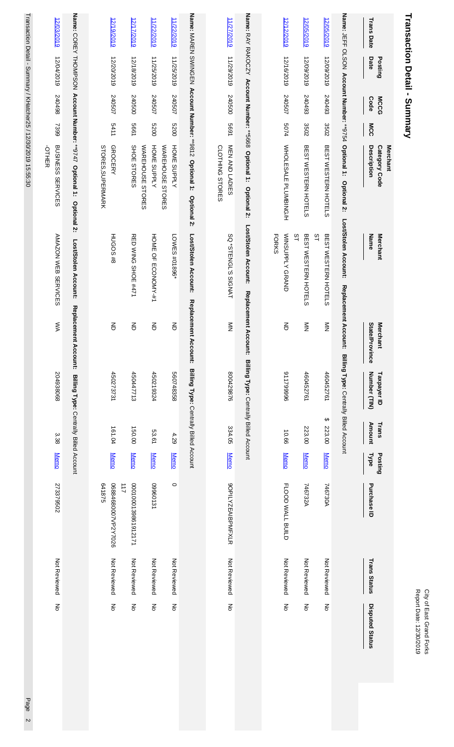# Transaction Detail - Summary

City of East Grand Forks
Report Date: 12/30/2019

| Trans Date | Posting Date | MCCG Code | MCC | Merchant Category Code Description | Merchant Name | Merchant State/Province | Taxpayer ID Number (TIN) | Trans Amount | Posting Type | Purchase ID | Trans Status | Disputed Status |
|---|---|---|---|---|---|---|---|---|---|---|---|---|
| **Name:** JEFF OLSON **Account Number:** **9754 **Optional 1:** **Optional 2:** **Lost/Stolen Account:** **Replacement Account:** **Billing Type:** Centrally Billed Account | | | | | | | | | | | | |
| 12/05/2019 | 12/09/2019 | 240493 | 3502 | BEST WESTERN HOTELS | BEST WESTERN HOTELS ST | MN | 460452761 | $ 223.00 | Memo | 746730A | Not Reviewed | No |
| 12/05/2019 | 12/09/2019 | 240493 | 3502 | BEST WESTERN HOTELS | BEST WESTERN HOTELS ST | MN | 460452761 | 223.00 | Memo | 746732A | Not Reviewed | No |
| 12/12/2019 | 12/16/2019 | 240507 | 5074 | WHOLESALE PLUMBING/H | WINSUPPLY GRAND FORKS | ND | 911799996 | 10.66 | Memo | FLOOD WALL BUILD | Not Reviewed | No |
| **Name:** RAY RAKOCZY **Account Number:** **5668 **Optional 1:** **Optional 2:** **Lost/Stolen Account:** **Replacement Account:** **Billing Type:** Centrally Billed Account | | | | | | | | | | | | |
| 11/27/2019 | 11/29/2019 | 240500 | 5691 | MEN AND LADIES CLOTHING STORES | SQ *STENGL'S SIGNAT | MN | 800429876 | 334.05 | Memo | 9OPILYZEAIBPMFXLR | Not Reviewed | No |
| **Name:** MAREN SWINGEN **Account Number:** **9812 **Optional 1:** **Optional 2:** **Lost/Stolen Account:** **Replacement Account:** **Billing Type:** Centrally Billed Account | | | | | | | | | | | | |
| 11/22/2019 | 11/25/2019 | 240507 | 5200 | HOME SUPPLY WAREHOUSE STORES | LOWES #01896* | ND | 560748358 | 4.29 | Memo | 0 | Not Reviewed | No |
| 11/22/2019 | 11/25/2019 | 240507 | 5200 | HOME SUPPLY WAREHOUSE STORES | HOME OF ECONOMY-#1 | ND | 450219324 | 53.61 | Memo | 0960131 | Not Reviewed | No |
| 12/17/2019 | 12/18/2019 | 240500 | 5661 | SHOE STORES | RED WING SHOE #471 | ND | 450447713 | 150.00 | Memo | 0001001398619121711​7 | Not Reviewed | No |
| 12/19/2019 | 12/20/2019 | 240507 | 5411 | GROCERY STORES,SUPERMARK | HUGOS #8 | ND | 450273731 | 161.04 | Memo | 0688468000VP2Y7026641875 | Not Reviewed | No |
| **Name:** COREY THOMPSON **Account Number:** **9747 **Optional 1:** **Optional 2:** **Lost/Stolen Account:** **Replacement Account:** **Billing Type:** Centrally Billed Account | | | | | | | | | | | | |
| 12/03/2019 | 12/04/2019 | 240498 | 7399 | BUSINESS SERVICES -OTHER | AMAZON WEB SERVICES | WA | 204938068 | 3.38 | Memo | 273379502 | Not Reviewed | No |

Transaction Detail - Summary / KHatcher25 / 12/30/2019 15:55:30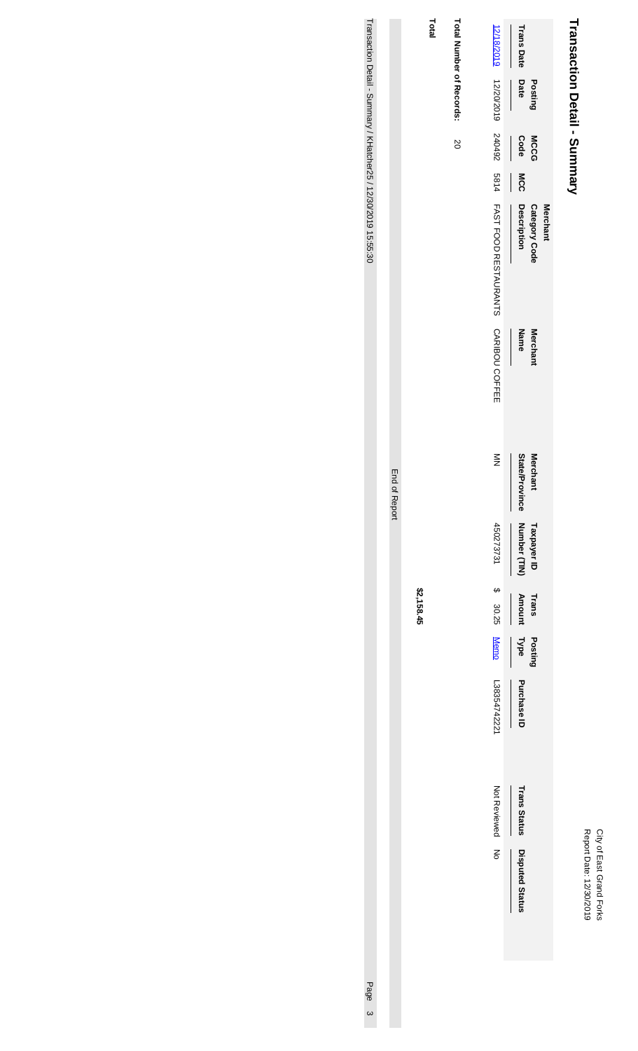# Transaction Detail - Summary

City of East Grand Forks
Report Date: 12/30/2019

| Trans Date | Posting Date | MCCG Code | MCC | Merchant Category Code Description | Merchant Name | Merchant State/Province | Taxpayer ID Number (TIN) | Trans Amount | Posting Type | Purchase ID | Trans Status | Disputed Status |
|---|---|---|---|---|---|---|---|---|---|---|---|---|
| 12/18/2019 | 12/20/2019 | 240492 | 5814 | FAST FOOD RESTAURANTS | CARIBOU COFFEE | MN | 450273731 | $ 30.25 | Memo | L38354742221 | Not Reviewed | No |

**Total Number of Records:** 20

**Total** **$2,158.45**

End of Report

Transaction Detail - Summary / KHatcher25 / 12/30/2019 15:55:30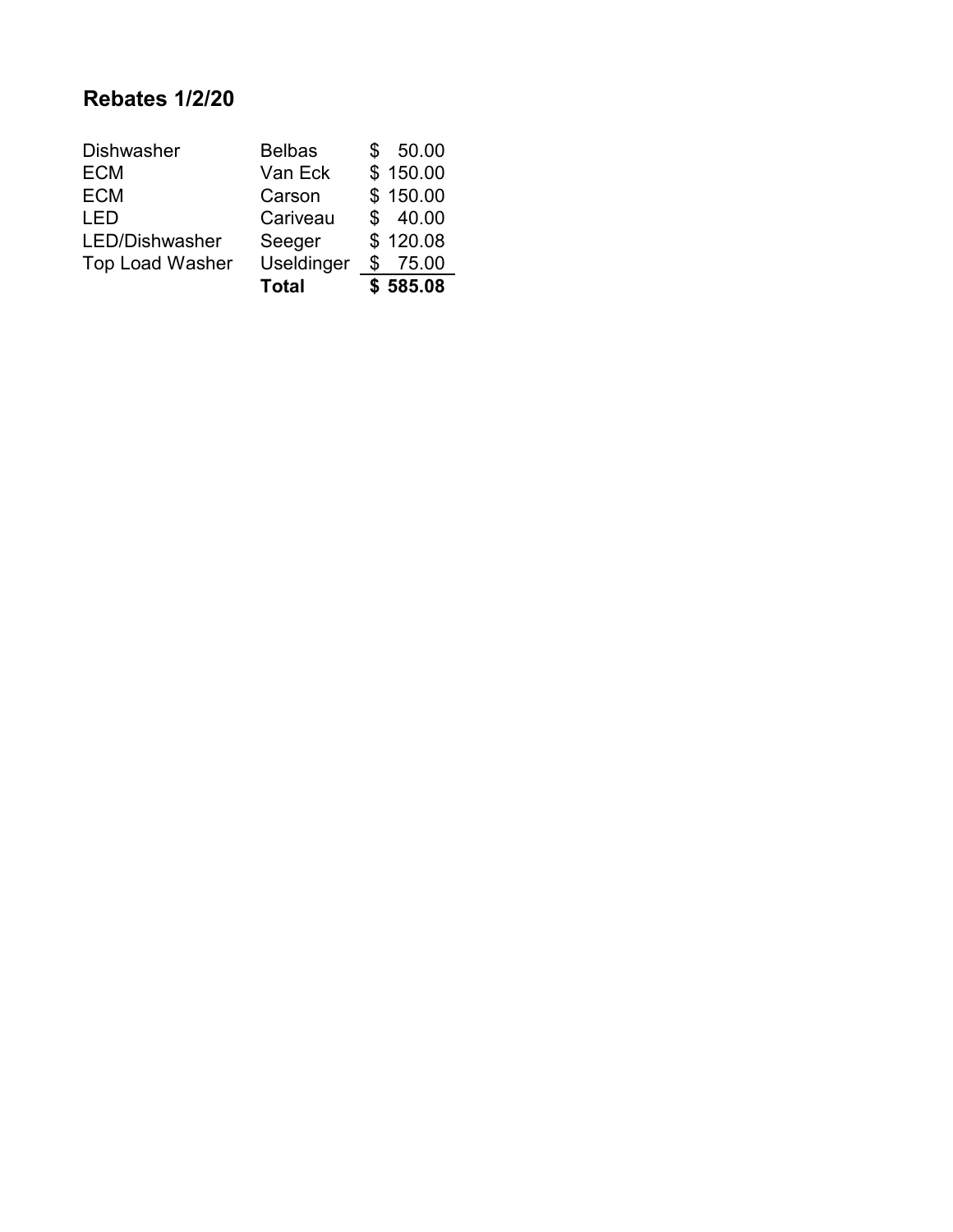## Rebates 1/2/20

| | | |
|---|---|---|
| Dishwasher | Belbas | $ 50.00 |
| ECM | Van Eck | $ 150.00 |
| ECM | Carson | $ 150.00 |
| LED | Cariveau | $ 40.00 |
| LED/Dishwasher | Seeger | $ 120.08 |
| Top Load Washer | Useldinger | $ 75.00 |
| | **Total** | **$ 585.08** |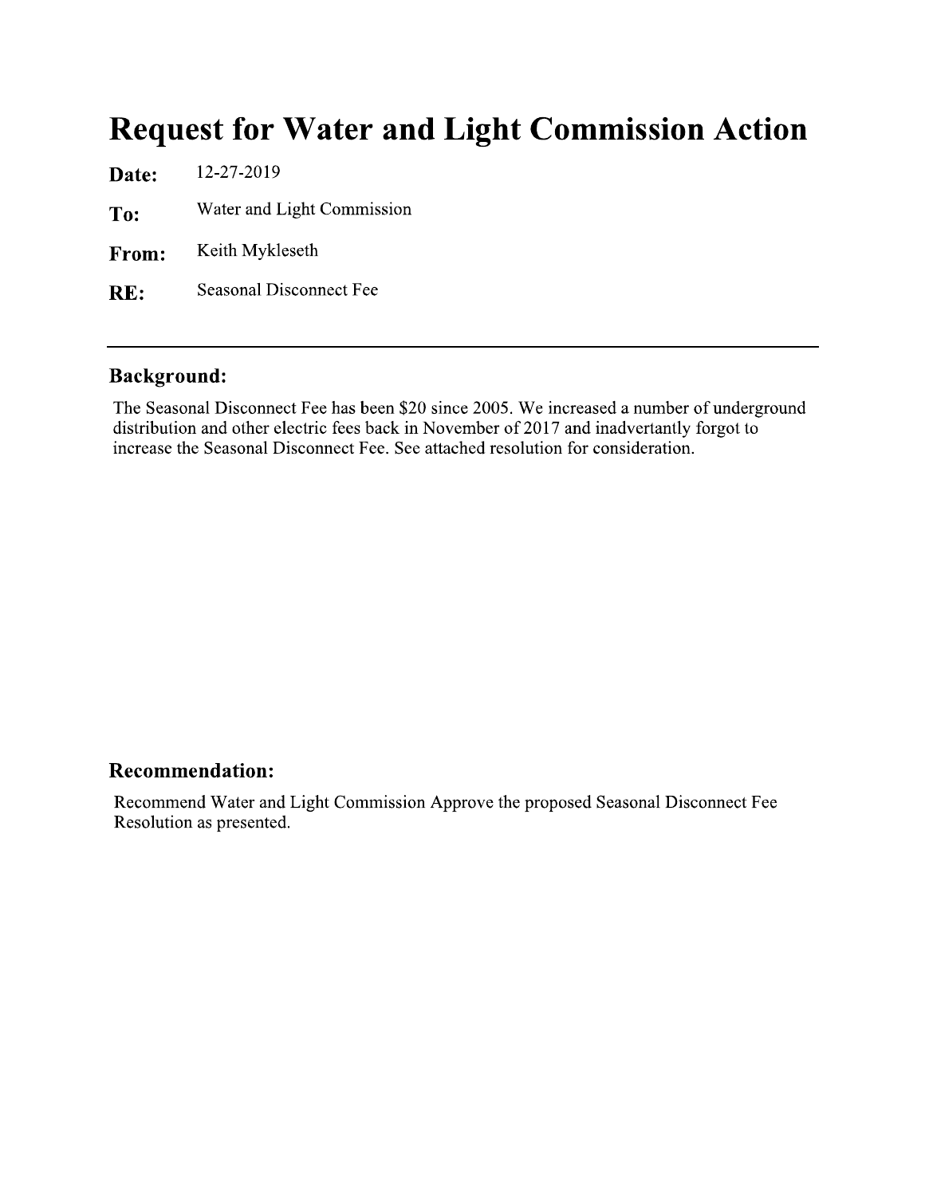# Request for Water and Light Commission Action

**Date:** 12-27-2019

**To:** Water and Light Commission

**From:** Keith Mykleseth

**RE:** Seasonal Disconnect Fee

---

## Background:

The Seasonal Disconnect Fee has been $20 since 2005. We increased a number of underground distribution and other electric fees back in November of 2017 and inadvertantly forgot to increase the Seasonal Disconnect Fee. See attached resolution for consideration.

## Recommendation:

Recommend Water and Light Commission Approve the proposed Seasonal Disconnect Fee Resolution as presented.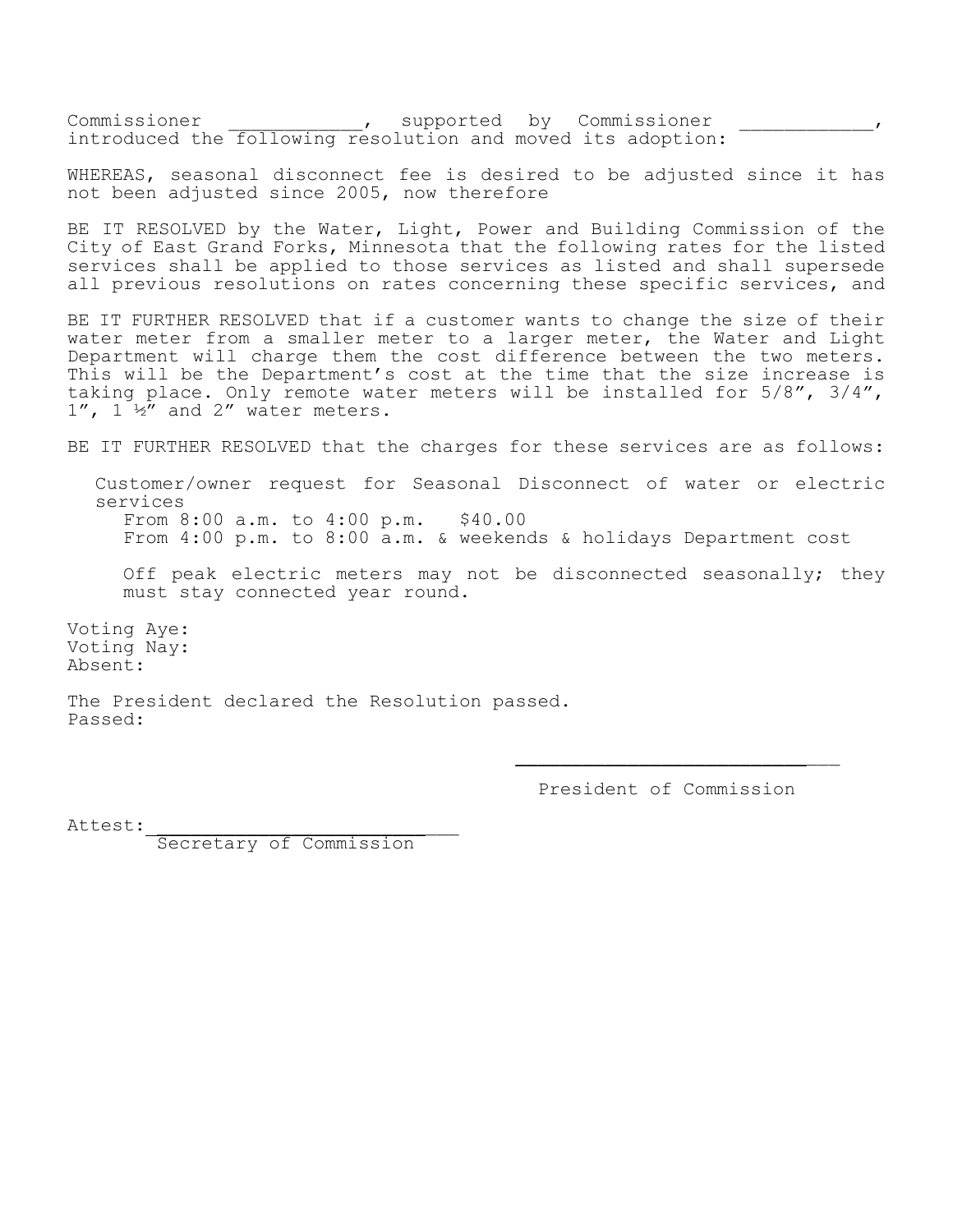Commissioner ___________, supported by Commissioner ___________, introduced the following resolution and moved its adoption:

WHEREAS, seasonal disconnect fee is desired to be adjusted since it has not been adjusted since 2005, now therefore

BE IT RESOLVED by the Water, Light, Power and Building Commission of the City of East Grand Forks, Minnesota that the following rates for the listed services shall be applied to those services as listed and shall supersede all previous resolutions on rates concerning these specific services, and

BE IT FURTHER RESOLVED that if a customer wants to change the size of their water meter from a smaller meter to a larger meter, the Water and Light Department will charge them the cost difference between the two meters. This will be the Department's cost at the time that the size increase is taking place. Only remote water meters will be installed for 5/8", 3/4", 1", 1 ½" and 2" water meters.

BE IT FURTHER RESOLVED that the charges for these services are as follows:

Customer/owner request for Seasonal Disconnect of water or electric services

From 8:00 a.m. to 4:00 p.m. $40.00

From 4:00 p.m. to 8:00 a.m. & weekends & holidays Department cost

Off peak electric meters may not be disconnected seasonally; they must stay connected year round.

Voting Aye:
Voting Nay:
Absent:

The President declared the Resolution passed.
Passed:

_____________________________
President of Commission

Attest: _____________________________
Secretary of Commission